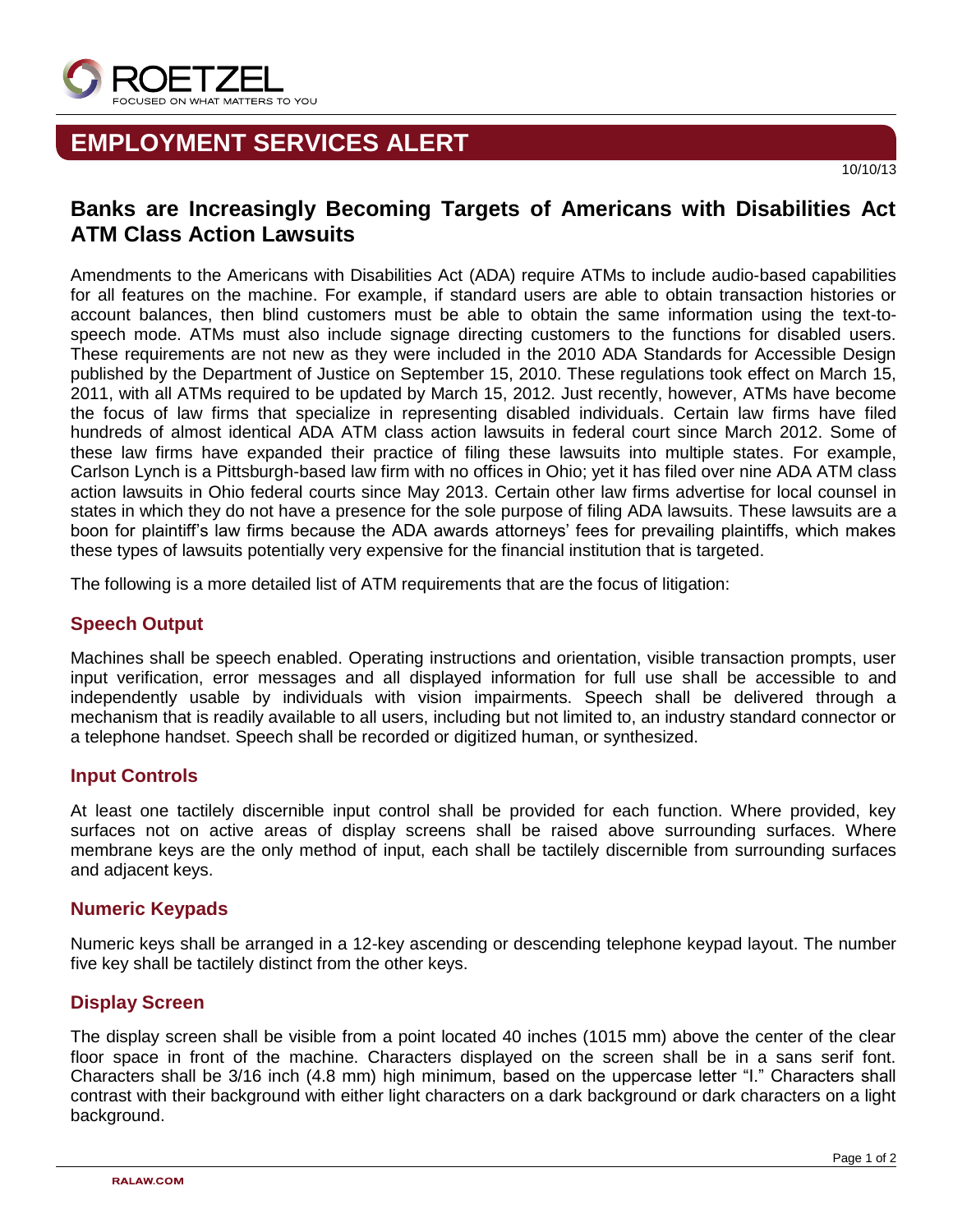ROETZEL

FOCUSED ON WHAT MATTERS TO YOU

# EMPLOYMENT SERVICES ALERT

10/10/13

## Banks are Increasingly Becoming Targets of Americans with Disabilities Act ATM Class Action Lawsuits

Amendments to the Americans with Disabilities Act (ADA) require ATMs to include audio-based capabilities for all features on the machine. For example, if standard users are able to obtain transaction histories or account balances, then blind customers must be able to obtain the same information using the text-to-speech mode. ATMs must also include signage directing customers to the functions for disabled users. These requirements are not new as they were included in the 2010 ADA Standards for Accessible Design published by the Department of Justice on September 15, 2010. These regulations took effect on March 15, 2011, with all ATMs required to be updated by March 15, 2012. Just recently, however, ATMs have become the focus of law firms that specialize in representing disabled individuals. Certain law firms have filed hundreds of almost identical ADA ATM class action lawsuits in federal court since March 2012. Some of these law firms have expanded their practice of filing these lawsuits into multiple states. For example, Carlson Lynch is a Pittsburgh-based law firm with no offices in Ohio; yet it has filed over nine ADA ATM class action lawsuits in Ohio federal courts since May 2013. Certain other law firms advertise for local counsel in states in which they do not have a presence for the sole purpose of filing ADA lawsuits. These lawsuits are a boon for plaintiff's law firms because the ADA awards attorneys' fees for prevailing plaintiffs, which makes these types of lawsuits potentially very expensive for the financial institution that is targeted.

The following is a more detailed list of ATM requirements that are the focus of litigation:

### Speech Output

Machines shall be speech enabled. Operating instructions and orientation, visible transaction prompts, user input verification, error messages and all displayed information for full use shall be accessible to and independently usable by individuals with vision impairments. Speech shall be delivered through a mechanism that is readily available to all users, including but not limited to, an industry standard connector or a telephone handset. Speech shall be recorded or digitized human, or synthesized.

### Input Controls

At least one tactilely discernible input control shall be provided for each function. Where provided, key surfaces not on active areas of display screens shall be raised above surrounding surfaces. Where membrane keys are the only method of input, each shall be tactilely discernible from surrounding surfaces and adjacent keys.

### Numeric Keypads

Numeric keys shall be arranged in a 12-key ascending or descending telephone keypad layout. The number five key shall be tactilely distinct from the other keys.

### Display Screen

The display screen shall be visible from a point located 40 inches (1015 mm) above the center of the clear floor space in front of the machine. Characters displayed on the screen shall be in a sans serif font. Characters shall be 3/16 inch (4.8 mm) high minimum, based on the uppercase letter "I." Characters shall contrast with their background with either light characters on a dark background or dark characters on a light background.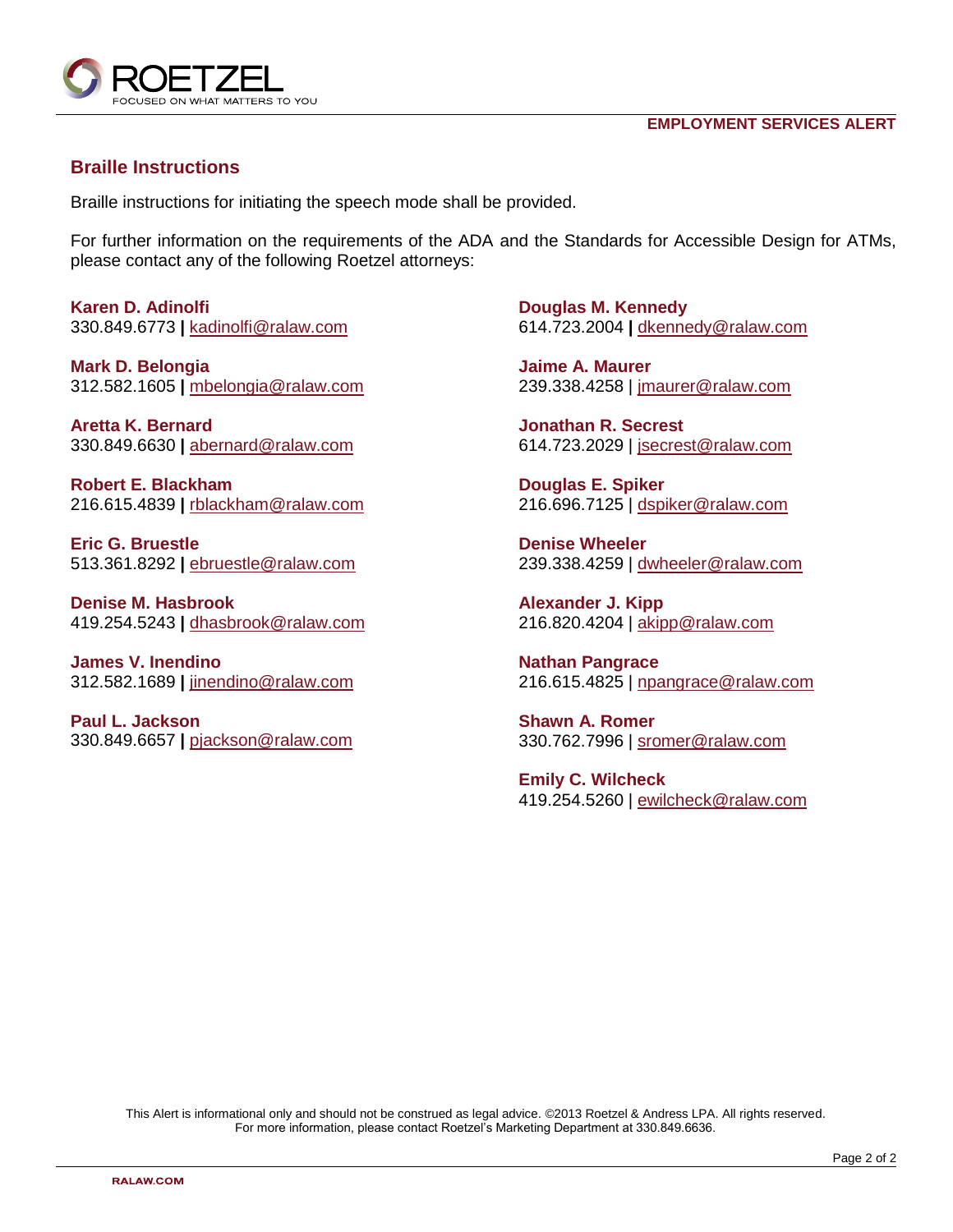## Braille Instructions

Braille instructions for initiating the speech mode shall be provided.

For further information on the requirements of the ADA and the Standards for Accessible Design for ATMs, please contact any of the following Roetzel attorneys:

**Karen D. Adinolfi**
330.849.6773 **|** kadinolfi@ralaw.com

**Mark D. Belongia**
312.582.1605 **|** mbelongia@ralaw.com

**Aretta K. Bernard**
330.849.6630 **|** abernard@ralaw.com

**Robert E. Blackham**
216.615.4839 **|** rblackham@ralaw.com

**Eric G. Bruestle**
513.361.8292 **|** ebruestle@ralaw.com

**Denise M. Hasbrook**
419.254.5243 **|** dhasbrook@ralaw.com

**James V. Inendino**
312.582.1689 **|** jinendino@ralaw.com

**Paul L. Jackson**
330.849.6657 **|** pjackson@ralaw.com

**Douglas M. Kennedy**
614.723.2004 **|** dkennedy@ralaw.com

**Jaime A. Maurer**
239.338.4258 | jmaurer@ralaw.com

**Jonathan R. Secrest**
614.723.2029 | jsecrest@ralaw.com

**Douglas E. Spiker**
216.696.7125 | dspiker@ralaw.com

**Denise Wheeler**
239.338.4259 | dwheeler@ralaw.com

**Alexander J. Kipp**
216.820.4204 | akipp@ralaw.com

**Nathan Pangrace**
216.615.4825 | npangrace@ralaw.com

**Shawn A. Romer**
330.762.7996 | sromer@ralaw.com

**Emily C. Wilcheck**
419.254.5260 | ewilcheck@ralaw.com

This Alert is informational only and should not be construed as legal advice. ©2013 Roetzel & Andress LPA. All rights reserved.
For more information, please contact Roetzel's Marketing Department at 330.849.6636.